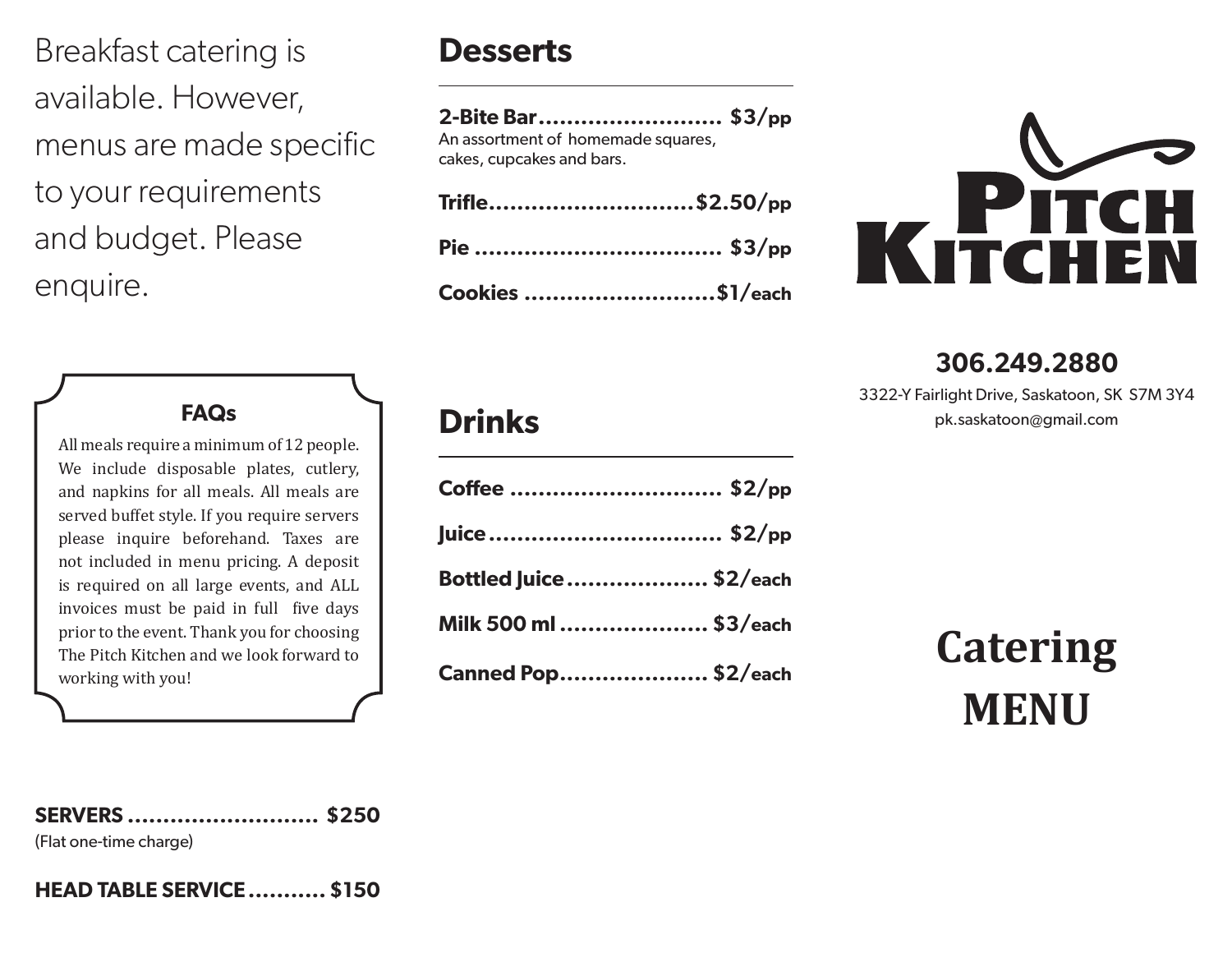Breakfast catering is available. However, menus are made specific to your requirements and budget. Please enquire.

### FAQs

All meals require a minimum of 12 people. We include disposable plates, cutlery, and napkins for all meals. All meals are served buffet style. If you require servers please inquire beforehand. Taxes are not included in menu pricing. A deposit is required on all large events, and ALL invoices must be paid in full five days prior to the event. Thank you for choosing The Pitch Kitchen and we look forward to working with you!

**SERVERS ........................... $250**
(Flat one-time charge)

**HEAD TABLE SERVICE ........... $150**

## Desserts

**2-Bite Bar.......................... $3/pp**
An assortment of homemade squares, cakes, cupcakes and bars.

**Trifle............................$2.50/pp**

**Pie .................................. $3/pp**

**Cookies ...........................$1/each**

## Drinks

**Coffee .............................. $2/pp**

**Juice ................................. $2/pp**

**Bottled Juice.................... $2/each**

**Milk 500 ml ..................... $3/each**

**Canned Pop..................... $2/each**

# Pitch Kitchen

**306.249.2880**

3322-Y Fairlight Drive, Saskatoon, SK S7M 3Y4
pk.saskatoon@gmail.com

# Catering MENU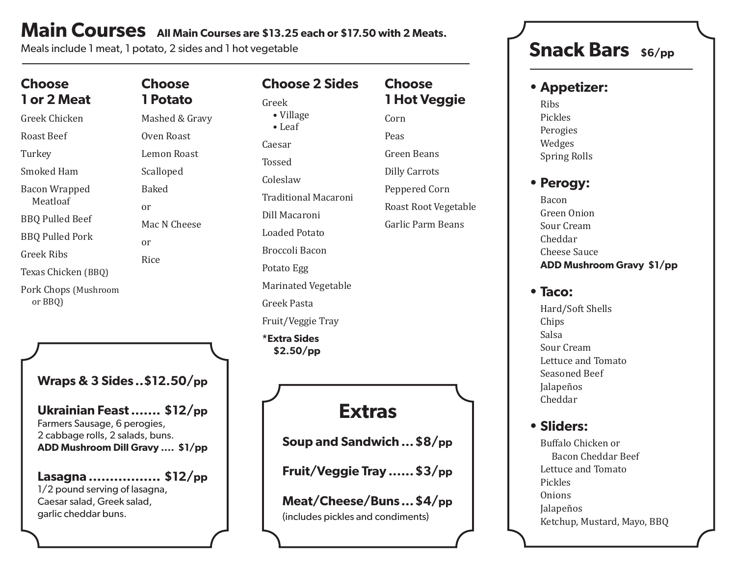# Main Courses

**All Main Courses are $13.25 each or $17.50 with 2 Meats.**

Meals include 1 meat, 1 potato, 2 sides and 1 hot vegetable

## Choose 1 or 2 Meat

- Greek Chicken
- Roast Beef
- Turkey
- Smoked Ham
- Bacon Wrapped Meatloaf
- BBQ Pulled Beef
- BBQ Pulled Pork
- Greek Ribs
- Texas Chicken (BBQ)
- Pork Chops (Mushroom or BBQ)

## Choose 1 Potato

- Mashed & Gravy
- Oven Roast
- Lemon Roast
- Scalloped
- Baked

or

- Mac N Cheese

or

- Rice

## Choose 2 Sides

- Greek
  - Village
  - Leaf
- Caesar
- Tossed
- Coleslaw
- Traditional Macaroni
- Dill Macaroni
- Loaded Potato
- Broccoli Bacon
- Potato Egg
- Marinated Vegetable
- Greek Pasta
- Fruit/Veggie Tray

***Extra Sides $2.50/pp**

## Choose 1 Hot Veggie

- Corn
- Peas
- Green Beans
- Dilly Carrots
- Peppered Corn
- Roast Root Vegetable
- Garlic Parm Beans

---

**Wraps & 3 Sides .. $12.50/pp**

**Ukrainian Feast ....... $12/pp**
Farmers Sausage, 6 perogies,
2 cabbage rolls, 2 salads, buns.
**ADD Mushroom Dill Gravy .... $1/pp**

**Lasagna ................. $12/pp**
1/2 pound serving of lasagna,
Caesar salad, Greek salad,
garlic cheddar buns.

---

# Extras

**Soup and Sandwich ... $8/pp**

**Fruit/Veggie Tray ...... $3/pp**

**Meat/Cheese/Buns ... $4/pp**
(includes pickles and condiments)

---

# Snack Bars $6/pp

## • Appetizer:

- Ribs
- Pickles
- Perogies
- Wedges
- Spring Rolls

## • Perogy:

- Bacon
- Green Onion
- Sour Cream
- Cheddar
- Cheese Sauce

**ADD Mushroom Gravy $1/pp**

## • Taco:

- Hard/Soft Shells
- Chips
- Salsa
- Sour Cream
- Lettuce and Tomato
- Seasoned Beef
- Jalapeños
- Cheddar

## • Sliders:

- Buffalo Chicken or Bacon Cheddar Beef
- Lettuce and Tomato
- Pickles
- Onions
- Jalapeños
- Ketchup, Mustard, Mayo, BBQ